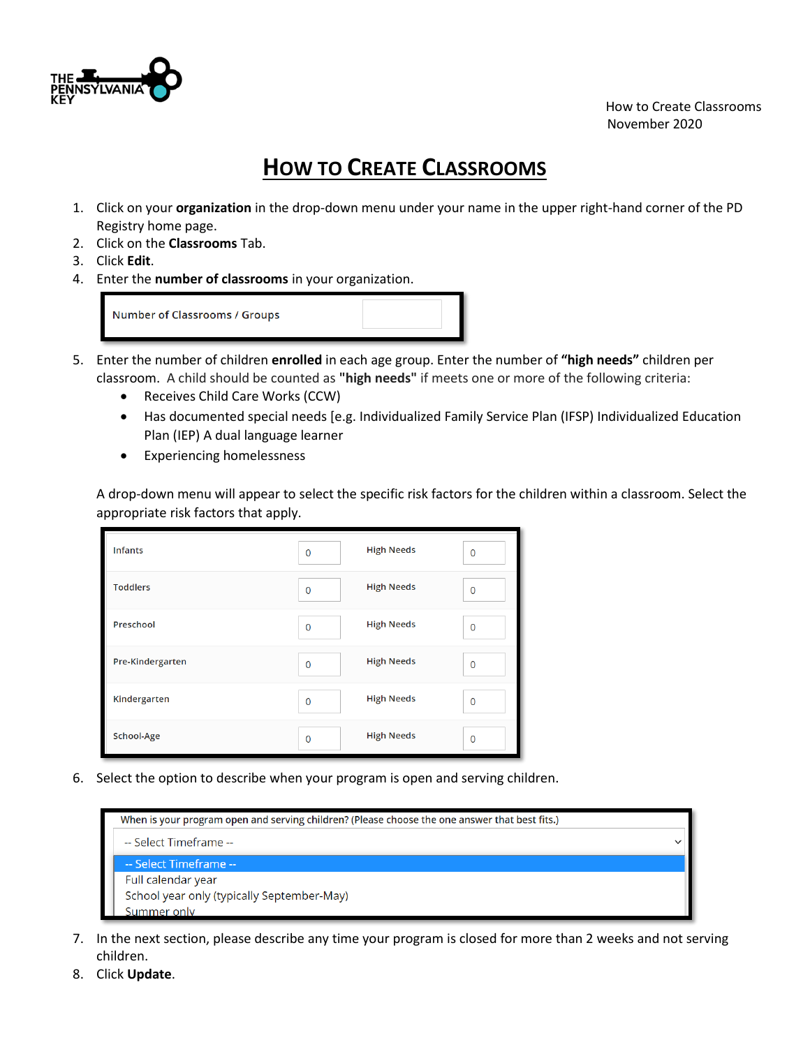# How to Create Classrooms

1. Click on your **organization** in the drop-down menu under your name in the upper right-hand corner of the PD Registry home page.
2. Click on the **Classrooms** Tab.
3. Click **Edit**.
4. Enter the **number of classrooms** in your organization.

| Number of Classrooms / Groups | |
|---|---|

5. Enter the number of children **enrolled** in each age group. Enter the number of **"high needs"** children per classroom. A child should be counted as **"high needs"** if meets one or more of the following criteria:
   - Receives Child Care Works (CCW)
   - Has documented special needs [e.g. Individualized Family Service Plan (IFSP) Individualized Education Plan (IEP) A dual language learner
   - Experiencing homelessness

   A drop-down menu will appear to select the specific risk factors for the children within a classroom. Select the appropriate risk factors that apply.

| | | | |
|---|---|---|---|
| Infants | 0 | High Needs | 0 |
| Toddlers | 0 | High Needs | 0 |
| Preschool | 0 | High Needs | 0 |
| Pre-Kindergarten | 0 | High Needs | 0 |
| Kindergarten | 0 | High Needs | 0 |
| School-Age | 0 | High Needs | 0 |

6. Select the option to describe when your program is open and serving children.

When is your program open and serving children? (Please choose the one answer that best fits.)

-- Select Timeframe --

- -- Select Timeframe --
- Full calendar year
- School year only (typically September-May)
- Summer only

7. In the next section, please describe any time your program is closed for more than 2 weeks and not serving children.
8. Click **Update**.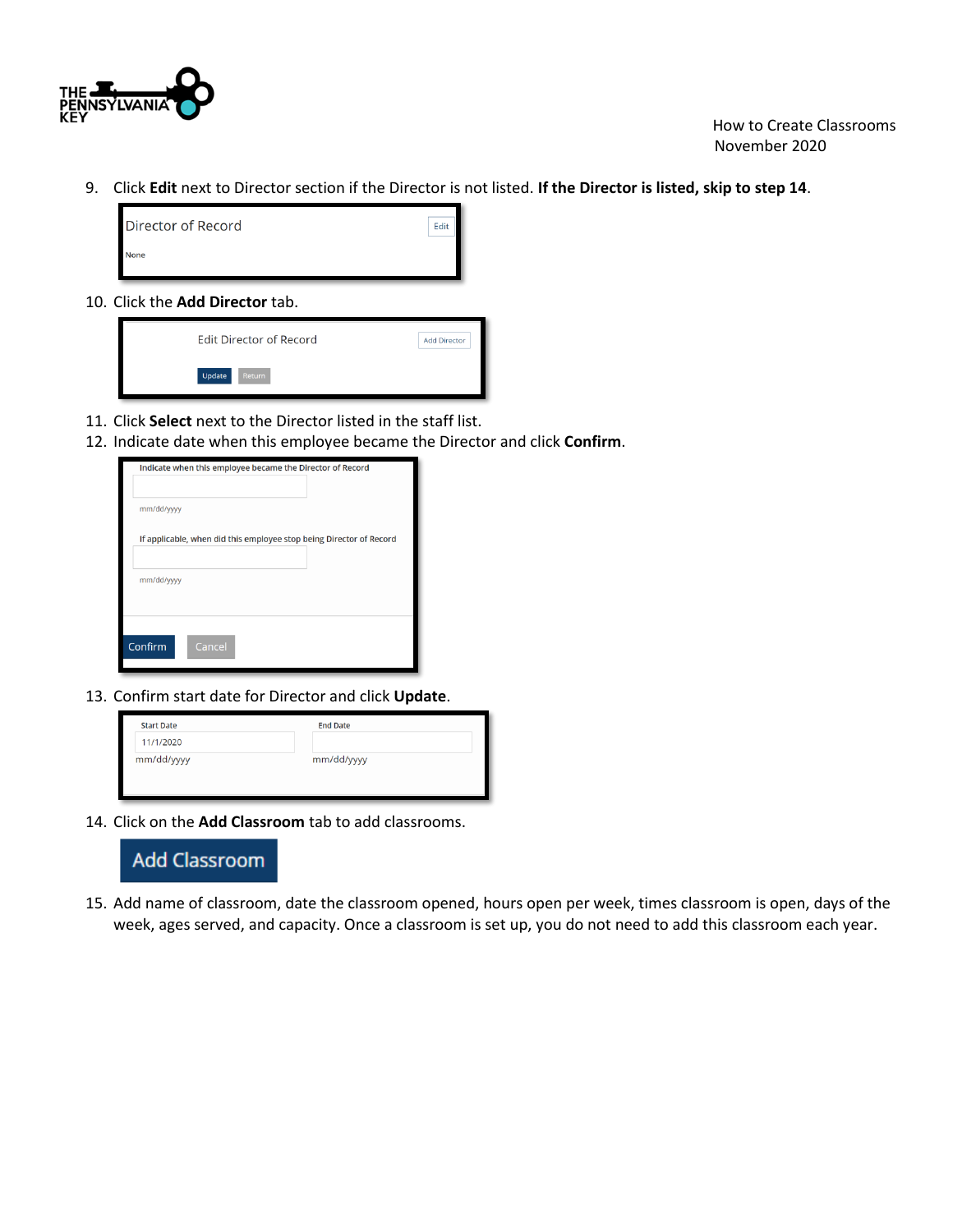9. Click **Edit** next to Director section if the Director is not listed. **If the Director is listed, skip to step 14**.

    Director of Record — Edit

    None

10. Click the **Add Director** tab.

    Edit Director of Record — Add Director

    Update — Return

11. Click **Select** next to the Director listed in the staff list.
12. Indicate date when this employee became the Director and click **Confirm**.

    Indicate when this employee became the Director of Record

    mm/dd/yyyy

    If applicable, when did this employee stop being Director of Record

    mm/dd/yyyy

    Confirm — Cancel

13. Confirm start date for Director and click **Update**.

    | Start Date | End Date |
    |---|---|
    | 11/1/2020 | |
    | mm/dd/yyyy | mm/dd/yyyy |

14. Click on the **Add Classroom** tab to add classrooms.

    Add Classroom

15. Add name of classroom, date the classroom opened, hours open per week, times classroom is open, days of the week, ages served, and capacity. Once a classroom is set up, you do not need to add this classroom each year.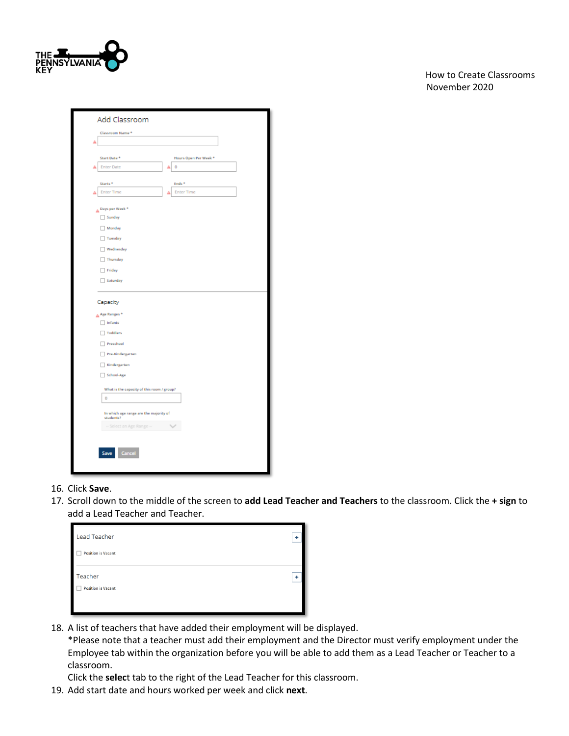16. Click **Save**.
17. Scroll down to the middle of the screen to **add Lead Teacher and Teachers** to the classroom. Click the **+ sign** to add a Lead Teacher and Teacher.
18. A list of teachers that have added their employment will be displayed.
    *Please note that a teacher must add their employment and the Director must verify employment under the Employee tab within the organization before you will be able to add them as a Lead Teacher or Teacher to a classroom.
    Click the **selec**t tab to the right of the Lead Teacher for this classroom.
19. Add start date and hours worked per week and click **next**.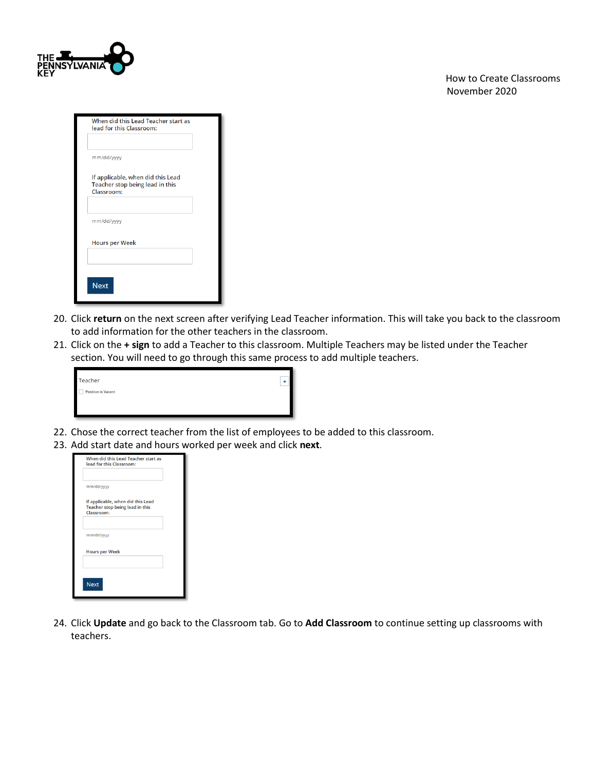When did this Lead Teacher start as lead for this Classroom:

mm/dd/yyyy

If applicable, when did this Lead Teacher stop being lead in this Classroom:

mm/dd/yyyy

Hours per Week

Next

20. Click **return** on the next screen after verifying Lead Teacher information. This will take you back to the classroom to add information for the other teachers in the classroom.
21. Click on the **+ sign** to add a Teacher to this classroom. Multiple Teachers may be listed under the Teacher section. You will need to go through this same process to add multiple teachers.

Teacher +

Position is Vacant

22. Chose the correct teacher from the list of employees to be added to this classroom.
23. Add start date and hours worked per week and click **next**.

When did this Lead Teacher start as lead for this Classroom:

mm/dd/yyyy

If applicable, when did this Lead Teacher stop being lead in this Classroom:

mm/dd/yyyy

Hours per Week

Next

24. Click **Update** and go back to the Classroom tab. Go to **Add Classroom** to continue setting up classrooms with teachers.